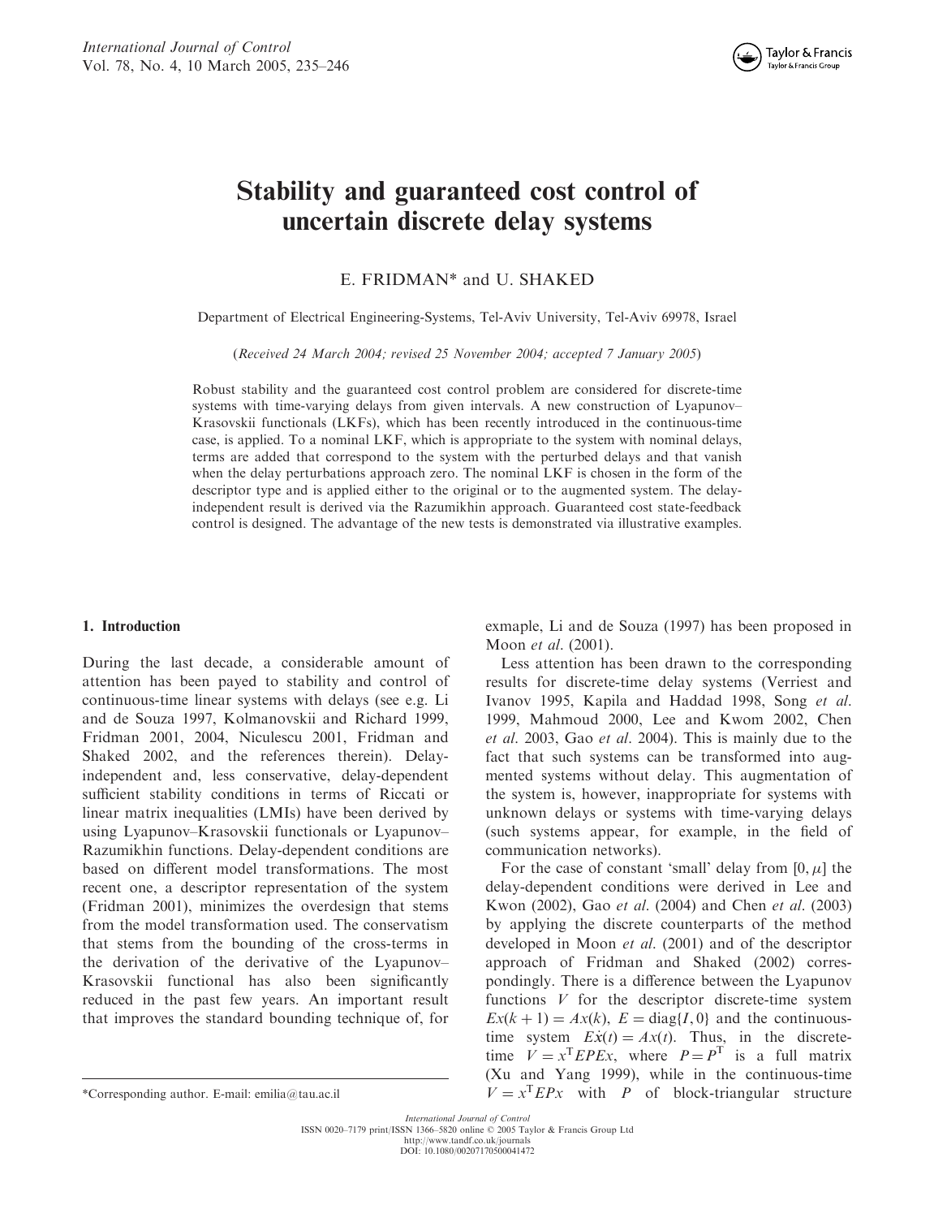# Stability and guaranteed cost control of uncertain discrete delay systems

E. FRIDMAN* and U. SHAKED

Department of Electrical Engineering-Systems, Tel-Aviv University, Tel-Aviv 69978, Israel

(*Received 24 March 2004; revised 25 November 2004; accepted 7 January 2005*)

Robust stability and the guaranteed cost control problem are considered for discrete-time systems with time-varying delays from given intervals. A new construction of Lyapunov–Krasovskii functionals (LKFs), which has been recently introduced in the continuous-time case, is applied. To a nominal LKF, which is appropriate to the system with nominal delays, terms are added that correspond to the system with the perturbed delays and that vanish when the delay perturbations approach zero. The nominal LKF is chosen in the form of the descriptor type and is applied either to the original or to the augmented system. The delay-independent result is derived via the Razumikhin approach. Guaranteed cost state-feedback control is designed. The advantage of the new tests is demonstrated via illustrative examples.

## 1. Introduction

During the last decade, a considerable amount of attention has been payed to stability and control of continuous-time linear systems with delays (see e.g. Li and de Souza 1997, Kolmanovskii and Richard 1999, Fridman 2001, 2004, Niculescu 2001, Fridman and Shaked 2002, and the references therein). Delay-independent and, less conservative, delay-dependent sufficient stability conditions in terms of Riccati or linear matrix inequalities (LMIs) have been derived by using Lyapunov–Krasovskii functionals or Lyapunov–Razumikhin functions. Delay-dependent conditions are based on different model transformations. The most recent one, a descriptor representation of the system (Fridman 2001), minimizes the overdesign that stems from the model transformation used. The conservatism that stems from the bounding of the cross-terms in the derivation of the derivative of the Lyapunov–Krasovskii functional has also been significantly reduced in the past few years. An important result that improves the standard bounding technique of, for exmaple, Li and de Souza (1997) has been proposed in Moon *et al*. (2001).

Less attention has been drawn to the corresponding results for discrete-time delay systems (Verriest and Ivanov 1995, Kapila and Haddad 1998, Song *et al*. 1999, Mahmoud 2000, Lee and Kwom 2002, Chen *et al*. 2003, Gao *et al*. 2004). This is mainly due to the fact that such systems can be transformed into augmented systems without delay. This augmentation of the system is, however, inappropriate for systems with unknown delays or systems with time-varying delays (such systems appear, for example, in the field of communication networks).

For the case of constant 'small' delay from $[0, \mu]$ the delay-dependent conditions were derived in Lee and Kwon (2002), Gao *et al*. (2004) and Chen *et al*. (2003) by applying the discrete counterparts of the method developed in Moon *et al*. (2001) and of the descriptor approach of Fridman and Shaked (2002) correspondingly. There is a difference between the Lyapunov functions $V$ for the descriptor discrete-time system $Ex(k+1) = Ax(k)$, $E = \mathrm{diag}\{I, 0\}$ and the continuous-time system $E\dot{x}(t) = Ax(t)$. Thus, in the discrete-time $V = x^{\mathrm{T}}EPEx$, where $P = P^{\mathrm{T}}$ is a full matrix (Xu and Yang 1999), while in the continuous-time $V = x^{\mathrm{T}}EPx$ with $P$ of block-triangular structure

*Corresponding author. E-mail: emilia@tau.ac.il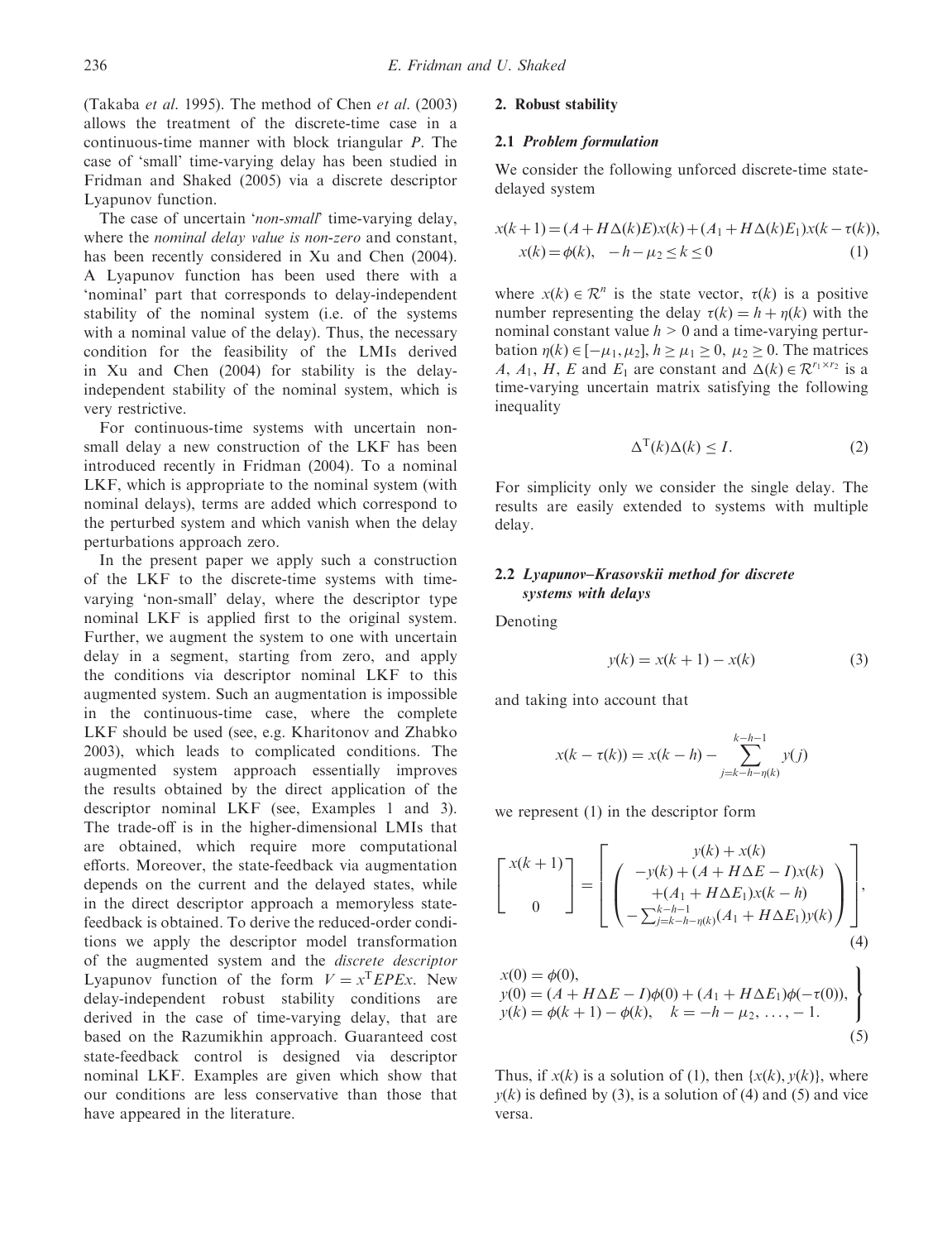(Takaba *et al*. 1995). The method of Chen *et al*. (2003) allows the treatment of the discrete-time case in a continuous-time manner with block triangular $P$. The case of 'small' time-varying delay has been studied in Fridman and Shaked (2005) via a discrete descriptor Lyapunov function.

The case of uncertain '*non-small*' time-varying delay, where the *nominal delay value is non-zero* and constant, has been recently considered in Xu and Chen (2004). A Lyapunov function has been used there with a 'nominal' part that corresponds to delay-independent stability of the nominal system (i.e. of the systems with a nominal value of the delay). Thus, the necessary condition for the feasibility of the LMIs derived in Xu and Chen (2004) for stability is the delay-independent stability of the nominal system, which is very restrictive.

For continuous-time systems with uncertain non-small delay a new construction of the LKF has been introduced recently in Fridman (2004). To a nominal LKF, which is appropriate to the nominal system (with nominal delays), terms are added which correspond to the perturbed system and which vanish when the delay perturbations approach zero.

In the present paper we apply such a construction of the LKF to the discrete-time systems with time-varying 'non-small' delay, where the descriptor type nominal LKF is applied first to the original system. Further, we augment the system to one with uncertain delay in a segment, starting from zero, and apply the conditions via descriptor nominal LKF to this augmented system. Such an augmentation is impossible in the continuous-time case, where the complete LKF should be used (see, e.g. Kharitonov and Zhabko 2003), which leads to complicated conditions. The augmented system approach essentially improves the results obtained by the direct application of the descriptor nominal LKF (see, Examples 1 and 3). The trade-off is in the higher-dimensional LMIs that are obtained, which require more computational efforts. Moreover, the state-feedback via augmentation depends on the current and the delayed states, while in the direct descriptor approach a memoryless state-feedback is obtained. To derive the reduced-order conditions we apply the descriptor model transformation of the augmented system and the *discrete descriptor* Lyapunov function of the form $V = x^{\mathrm{T}}EPEx$. New delay-independent robust stability conditions are derived in the case of time-varying delay, that are based on the Razumikhin approach. Guaranteed cost state-feedback control is designed via descriptor nominal LKF. Examples are given which show that our conditions are less conservative than those that have appeared in the literature.

## 2. Robust stability

### 2.1 *Problem formulation*

We consider the following unforced discrete-time state-delayed system

$$
\begin{aligned}
x(k+1) &= (A + H\Delta(k)E)x(k) + (A_1 + H\Delta(k)E_1)x(k-\tau(k)),\\
x(k) &= \phi(k), \quad -h-\mu_2 \le k \le 0
\end{aligned}
\tag{1}
$$

where $x(k) \in \mathcal{R}^n$ is the state vector, $\tau(k)$ is a positive number representing the delay $\tau(k) = h + \eta(k)$ with the nominal constant value $h > 0$ and a time-varying perturbation $\eta(k) \in [-\mu_1, \mu_2]$, $h \ge \mu_1 \ge 0$, $\mu_2 \ge 0$. The matrices $A$, $A_1$, $H$, $E$ and $E_1$ are constant and $\Delta(k) \in \mathcal{R}^{r_1 \times r_2}$ is a time-varying uncertain matrix satisfying the following inequality

$$
\Delta^{\mathrm{T}}(k)\Delta(k) \le I. \tag{2}
$$

For simplicity only we consider the single delay. The results are easily extended to systems with multiple delay.

### 2.2 *Lyapunov–Krasovskii method for discrete systems with delays*

Denoting

$$
y(k) = x(k+1) - x(k) \tag{3}
$$

and taking into account that

$$
x(k-\tau(k)) = x(k-h) - \sum_{j=k-h-\eta(k)}^{k-h-1} y(j)
$$

we represent (1) in the descriptor form

$$
\begin{bmatrix} x(k+1) \\ 0 \end{bmatrix} = \begin{bmatrix} y(k) + x(k) \\ \begin{pmatrix} -y(k) + (A + H\Delta E - I)x(k) \\ +(A_1 + H\Delta E_1)x(k-h) \\ -\sum_{j=k-h-\eta(k)}^{k-h-1}(A_1 + H\Delta E_1)y(k) \end{pmatrix} \end{bmatrix}, \tag{4}
$$

$$
\left.
\begin{aligned}
&x(0) = \phi(0),\\
&y(0) = (A + H\Delta E - I)\phi(0) + (A_1 + H\Delta E_1)\phi(-\tau(0)),\\
&y(k) = \phi(k+1) - \phi(k), \quad k = -h-\mu_2, \ldots, -1.
\end{aligned}
\right\}
\tag{5}
$$

Thus, if $x(k)$ is a solution of (1), then $\{x(k), y(k)\}$, where $y(k)$ is defined by (3), is a solution of (4) and (5) and vice versa.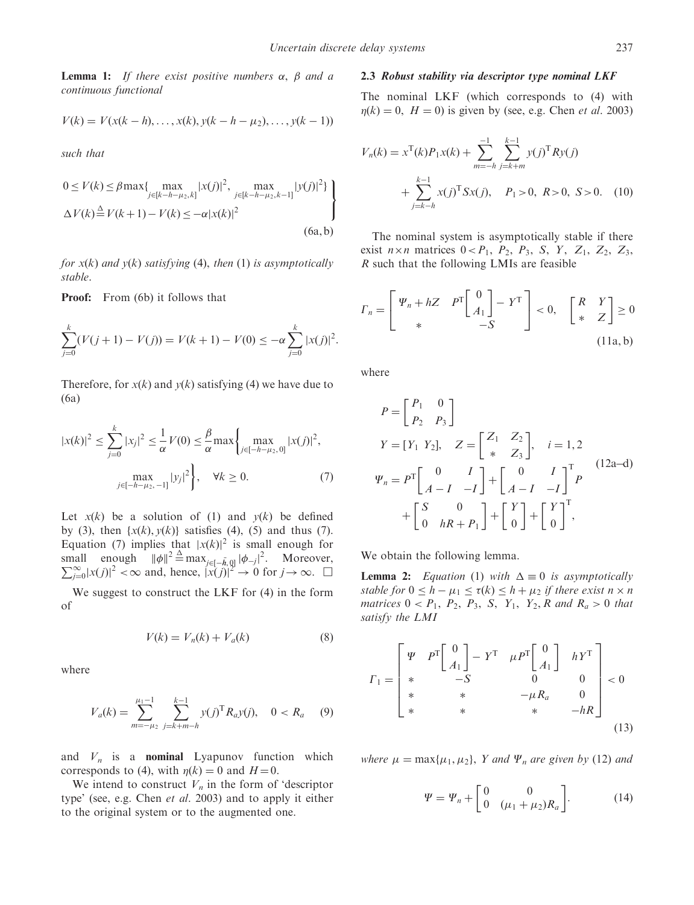**Lemma 1:** *If there exist positive numbers* $\alpha$, $\beta$ *and a continuous functional*

$$V(k) = V(x(k-h), \ldots, x(k), y(k-h-\mu_2), \ldots, y(k-1))$$

*such that*

$$\left.\begin{array}{l} 0 \le V(k) \le \beta \max\{\max_{j\in[k-h-\mu_2,k]} |x(j)|^2, \max_{j\in[k-h-\mu_2,k-1]} |y(j)|^2\} \\ \Delta V(k) \overset{\Delta}{=} V(k+1) - V(k) \le -\alpha |x(k)|^2 \end{array}\right\} \tag{6a, b}$$

*for* $x(k)$ *and* $y(k)$ *satisfying* (4), *then* (1) *is asymptotically stable.*

**Proof:** From (6b) it follows that

$$\sum_{j=0}^{k}(V(j+1)-V(j)) = V(k+1) - V(0) \le -\alpha \sum_{j=0}^{k} |x(j)|^2.$$

Therefore, for $x(k)$ and $y(k)$ satisfying (4) we have due to (6a)

$$|x(k)|^2 \le \sum_{j=0}^{k} |x_j|^2 \le \frac{1}{\alpha} V(0) \le \frac{\beta}{\alpha} \max\left\{ \max_{j\in[-h-\mu_2,0]} |x(j)|^2, \max_{j\in[-h-\mu_2,-1]} |y_j|^2 \right\}, \quad \forall k \ge 0. \tag{7}$$

Let $x(k)$ be a solution of (1) and $y(k)$ be defined by (3), then $\{x(k), y(k)\}$ satisfies (4), (5) and thus (7). Equation (7) implies that $|x(k)|^2$ is small enough for small enough $\|\phi\|^2 \overset{\Delta}{=} \max_{j\in[-\bar{h},0]} |\phi_{-j}|^2$. Moreover, $\sum_{j=0}^{\infty} |x(j)|^2 < \infty$ and, hence, $|x(j)|^2 \to 0$ for $j \to \infty$. □

We suggest to construct the LKF for (4) in the form of

$$V(k) = V_n(k) + V_a(k) \tag{8}$$

where

$$V_a(k) = \sum_{m=-\mu_2}^{\mu_1-1} \sum_{j=k+m-h}^{k-1} y(j)^{\mathrm{T}} R_a y(j), \quad 0 < R_a \tag{9}$$

and $V_n$ is a **nominal** Lyapunov function which corresponds to (4), with $\eta(k) = 0$ and $H = 0$.

We intend to construct $V_n$ in the form of 'descriptor type' (see, e.g. Chen *et al.* 2003) and to apply it either to the original system or to the augmented one.

### 2.3 *Robust stability via descriptor type nominal LKF*

The nominal LKF (which corresponds to (4) with $\eta(k) = 0$, $H = 0$) is given by (see, e.g. Chen *et al.* 2003)

$$V_n(k) = x^{\mathrm{T}}(k) P_1 x(k) + \sum_{m=-h}^{-1} \sum_{j=k+m}^{k-1} y(j)^{\mathrm{T}} R y(j) + \sum_{j=k-h}^{k-1} x(j)^{\mathrm{T}} S x(j), \quad P_1 > 0,\ R > 0,\ S > 0. \tag{10}$$

The nominal system is asymptotically stable if there exist $n \times n$ matrices $0 < P_1$, $P_2$, $P_3$, $S$, $Y$, $Z_1$, $Z_2$, $Z_3$, $R$ such that the following LMIs are feasible

$$\Gamma_n = \begin{bmatrix} \Psi_n + hZ & P^{\mathrm{T}} \begin{bmatrix} 0 \\ A_1 \end{bmatrix} - Y^{\mathrm{T}} \\ * & -S \end{bmatrix} < 0, \quad \begin{bmatrix} R & Y \\ * & Z \end{bmatrix} \ge 0 \tag{11a, b}$$

where

$$\begin{aligned} P &= \begin{bmatrix} P_1 & 0 \\ P_2 & P_3 \end{bmatrix} \\ Y &= [Y_1 \ Y_2], \quad Z = \begin{bmatrix} Z_1 & Z_2 \\ * & Z_3 \end{bmatrix}, \quad i = 1, 2 \\ \Psi_n &= P^{\mathrm{T}} \begin{bmatrix} 0 & I \\ A - I & -I \end{bmatrix} + \begin{bmatrix} 0 & I \\ A - I & -I \end{bmatrix}^{\mathrm{T}} P \\ &\quad + \begin{bmatrix} S & 0 \\ 0 & hR + P_1 \end{bmatrix} + \begin{bmatrix} Y \\ 0 \end{bmatrix} + \begin{bmatrix} Y \\ 0 \end{bmatrix}^{\mathrm{T}}, \end{aligned} \tag{12a–d}$$

We obtain the following lemma.

**Lemma 2:** *Equation* (1) *with* $\Delta \equiv 0$ *is asymptotically stable for* $0 \le h - \mu_1 \le \tau(k) \le h + \mu_2$ *if there exist* $n \times n$ *matrices* $0 < P_1$, $P_2$, $P_3$, $S$, $Y_1$, $Y_2$, $R$ *and* $R_a > 0$ *that satisfy the LMI*

$$\Gamma_1 = \begin{bmatrix} \Psi & P^{\mathrm{T}} \begin{bmatrix} 0 \\ A_1 \end{bmatrix} - Y^{\mathrm{T}} & \mu P^{\mathrm{T}} \begin{bmatrix} 0 \\ A_1 \end{bmatrix} & hY^{\mathrm{T}} \\ * & -S & 0 & 0 \\ * & * & -\mu R_a & 0 \\ * & * & * & -hR \end{bmatrix} < 0 \tag{13}$$

*where* $\mu = \max\{\mu_1, \mu_2\}$, $Y$ *and* $\Psi_n$ *are given by* (12) *and*

$$\Psi = \Psi_n + \begin{bmatrix} 0 & 0 \\ 0 & (\mu_1 + \mu_2) R_a \end{bmatrix}. \tag{14}$$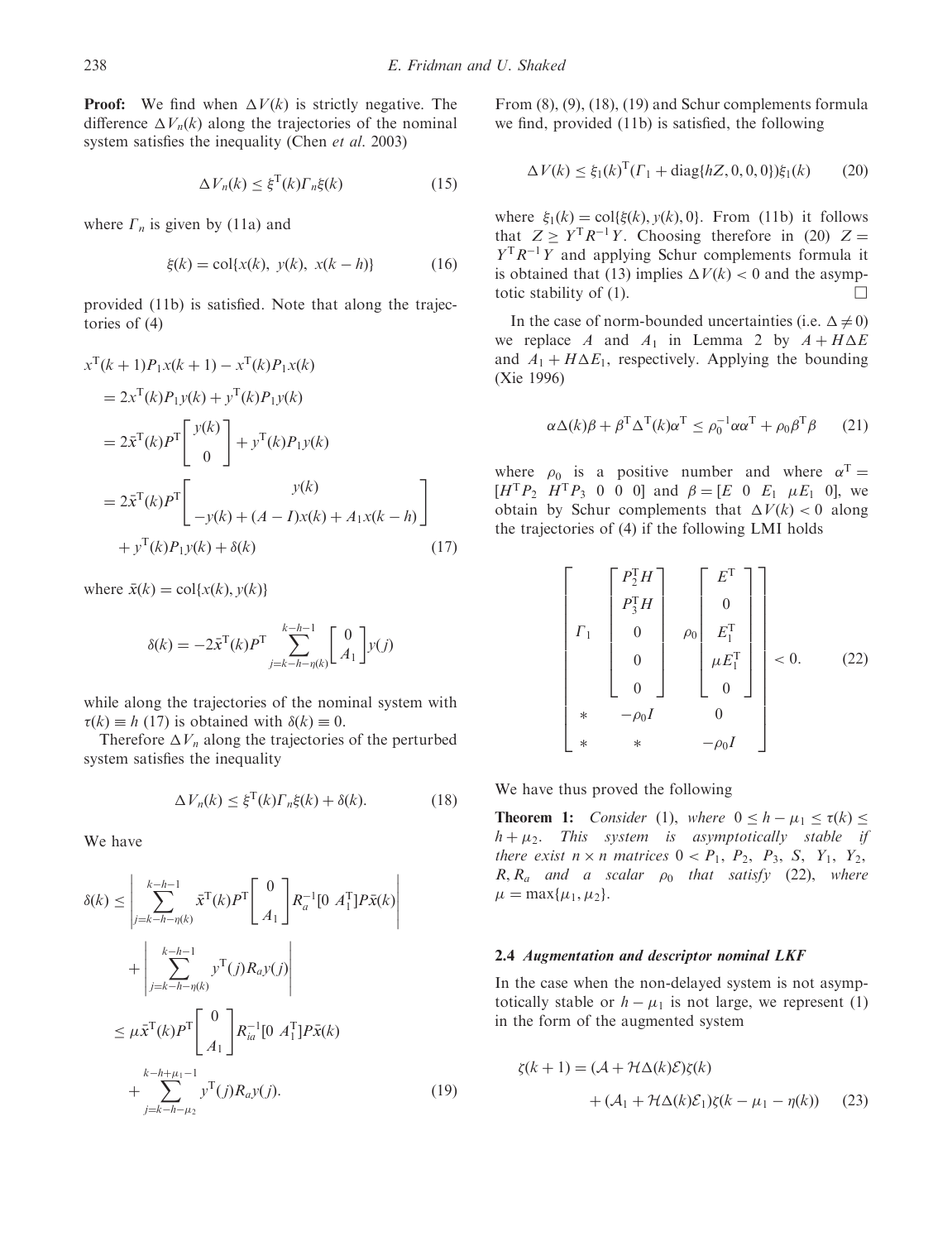**Proof:** We find when $\Delta V(k)$ is strictly negative. The difference $\Delta V_n(k)$ along the trajectories of the nominal system satisfies the inequality (Chen *et al.* 2003)

$$\Delta V_n(k) \leq \xi^{\mathrm{T}}(k)\Gamma_n\xi(k) \tag{15}$$

where $\Gamma_n$ is given by (11a) and

$$\xi(k) = \mathrm{col}\{x(k),\ y(k),\ x(k-h)\} \tag{16}$$

provided (11b) is satisfied. Note that along the trajectories of (4)

$$\begin{aligned}
&x^{\mathrm{T}}(k+1)P_1x(k+1) - x^{\mathrm{T}}(k)P_1x(k)\\
&= 2x^{\mathrm{T}}(k)P_1y(k) + y^{\mathrm{T}}(k)P_1y(k)\\
&= 2\bar{x}^{\mathrm{T}}(k)P^{\mathrm{T}}\begin{bmatrix} y(k)\\ 0\end{bmatrix} + y^{\mathrm{T}}(k)P_1y(k)\\
&= 2\bar{x}^{\mathrm{T}}(k)P^{\mathrm{T}}\begin{bmatrix} y(k)\\ -y(k)+(A-I)x(k)+A_1x(k-h)\end{bmatrix}\\
&\quad + y^{\mathrm{T}}(k)P_1y(k) + \delta(k)
\end{aligned} \tag{17}$$

where $\bar{x}(k) = \mathrm{col}\{x(k), y(k)\}$

$$\delta(k) = -2\bar{x}^{\mathrm{T}}(k)P^{\mathrm{T}}\sum_{j=k-h-\eta(k)}^{k-h-1}\begin{bmatrix} 0\\ A_1\end{bmatrix}y(j)$$

while along the trajectories of the nominal system with $\tau(k)\equiv h$ (17) is obtained with $\delta(k)\equiv 0$.

Therefore $\Delta V_n$ along the trajectories of the perturbed system satisfies the inequality

$$\Delta V_n(k) \leq \xi^{\mathrm{T}}(k)\Gamma_n\xi(k) + \delta(k). \tag{18}$$

We have

$$\begin{aligned}
\delta(k) &\leq \left|\sum_{j=k-h-\eta(k)}^{k-h-1}\bar{x}^{\mathrm{T}}(k)P^{\mathrm{T}}\begin{bmatrix} 0\\ A_1\end{bmatrix}R_a^{-1}[0\ A_1^{\mathrm{T}}]P\bar{x}(k)\right|\\
&\quad + \left|\sum_{j=k-h-\eta(k)}^{k-h-1}y^{\mathrm{T}}(j)R_ay(j)\right|\\
&\leq \mu\bar{x}^{\mathrm{T}}(k)P^{\mathrm{T}}\begin{bmatrix} 0\\ A_1\end{bmatrix}R_{ia}^{-1}[0\ A_1^{\mathrm{T}}]P\bar{x}(k)\\
&\quad + \sum_{j=k-h-\mu_2}^{k-h+\mu_1-1}y^{\mathrm{T}}(j)R_ay(j).
\end{aligned} \tag{19}$$

From (8), (9), (18), (19) and Schur complements formula we find, provided (11b) is satisfied, the following

$$\Delta V(k) \leq \xi_1(k)^{\mathrm{T}}(\Gamma_1 + \mathrm{diag}\{hZ,0,0,0\})\xi_1(k) \tag{20}$$

where $\xi_1(k) = \mathrm{col}\{\xi(k), y(k), 0\}$. From (11b) it follows that $Z \geq Y^{\mathrm{T}}R^{-1}Y$. Choosing therefore in (20) $Z = Y^{\mathrm{T}}R^{-1}Y$ and applying Schur complements formula it is obtained that (13) implies $\Delta V(k) < 0$ and the asymptotic stability of (1). $\square$

In the case of norm-bounded uncertainties (i.e. $\Delta \neq 0$) we replace $A$ and $A_1$ in Lemma 2 by $A + H\Delta E$ and $A_1 + H\Delta E_1$, respectively. Applying the bounding (Xie 1996)

$$\alpha\Delta(k)\beta + \beta^{\mathrm{T}}\Delta^{\mathrm{T}}(k)\alpha^{\mathrm{T}} \leq \rho_0^{-1}\alpha\alpha^{\mathrm{T}} + \rho_0\beta^{\mathrm{T}}\beta \tag{21}$$

where $\rho_0$ is a positive number and where $\alpha^{\mathrm{T}} = [H^{\mathrm{T}}P_2\ \ H^{\mathrm{T}}P_3\ \ 0\ \ 0\ \ 0]$ and $\beta = [E\ \ 0\ \ E_1\ \ \mu E_1\ \ 0]$, we obtain by Schur complements that $\Delta V(k) < 0$ along the trajectories of (4) if the following LMI holds

$$\begin{bmatrix}
\Gamma_1 & \begin{bmatrix} P_2^{\mathrm{T}}H\\ P_3^{\mathrm{T}}H\\ 0\\ 0\\ 0\end{bmatrix} & \rho_0\begin{bmatrix} E^{\mathrm{T}}\\ 0\\ E_1^{\mathrm{T}}\\ \mu E_1^{\mathrm{T}}\\ 0\end{bmatrix}\\
* & -\rho_0 I & 0\\
* & * & -\rho_0 I
\end{bmatrix} < 0. \tag{22}$$

We have thus proved the following

**Theorem 1:** *Consider* (1), *where* $0 \leq h-\mu_1 \leq \tau(k) \leq h+\mu_2$. *This system is asymptotically stable if there exist* $n\times n$ *matrices* $0 < P_1,\ P_2,\ P_3,\ S,\ Y_1,\ Y_2,\ R, R_a$ *and a scalar* $\rho_0$ *that satisfy* (22), *where* $\mu = \max\{\mu_1, \mu_2\}$.

### 2.4 *Augmentation and descriptor nominal LKF*

In the case when the non-delayed system is not asymptotically stable or $h-\mu_1$ is not large, we represent (1) in the form of the augmented system

$$\begin{aligned}
\zeta(k+1) &= (\mathcal{A} + \mathcal{H}\Delta(k)\mathcal{E})\zeta(k)\\
&\quad + (\mathcal{A}_1 + \mathcal{H}\Delta(k)\mathcal{E}_1)\zeta(k-\mu_1-\eta(k))
\end{aligned} \tag{23}$$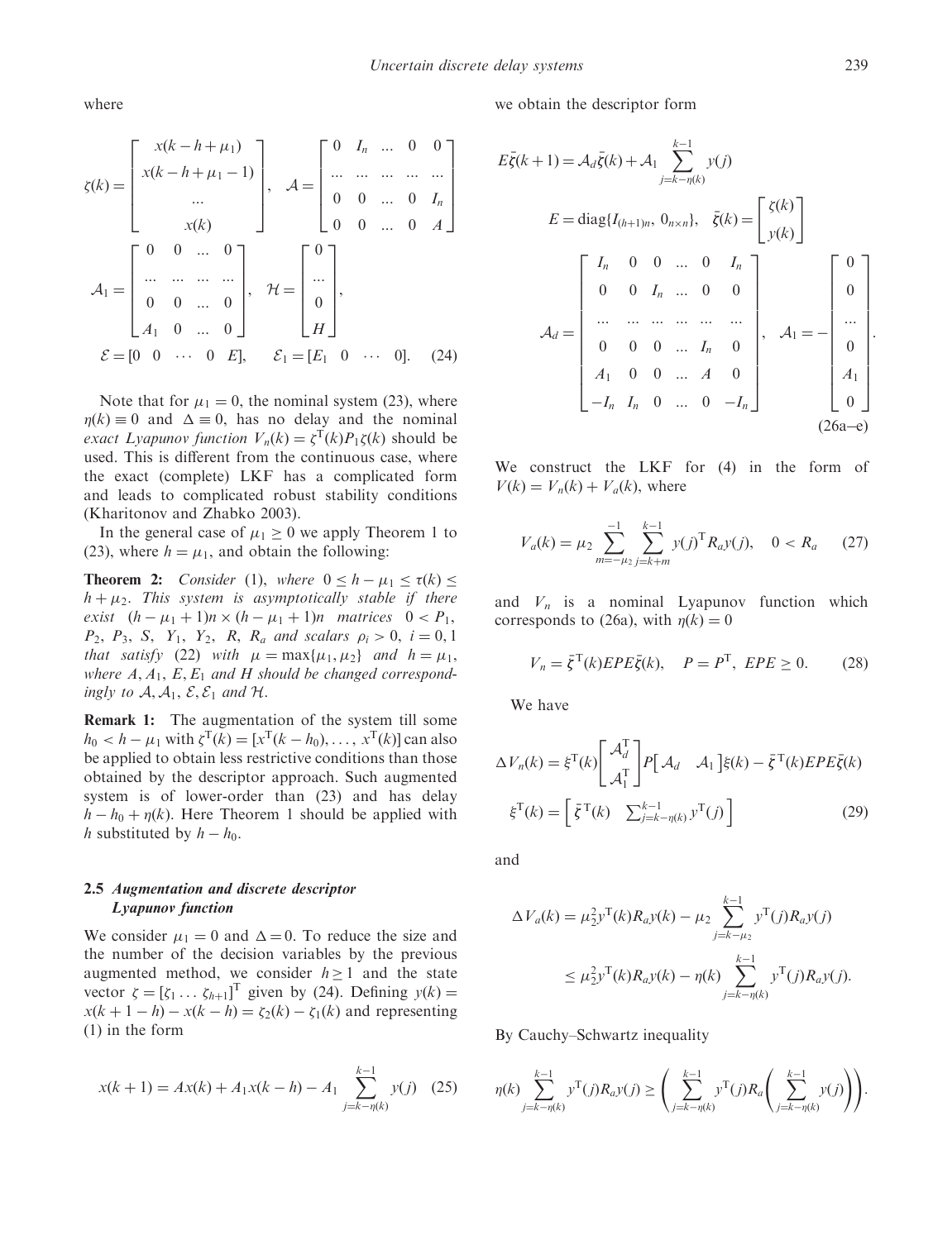where

$$
\zeta(k)=\begin{bmatrix} x(k-h+\mu_1) \\ x(k-h+\mu_1-1) \\ \dots \\ x(k) \end{bmatrix},\quad \mathcal{A}=\begin{bmatrix} 0 & I_n & \dots & 0 & 0 \\ \dots & \dots & \dots & \dots & \dots \\ 0 & 0 & \dots & 0 & I_n \\ 0 & 0 & \dots & 0 & A \end{bmatrix}
$$

$$
\mathcal{A}_1=\begin{bmatrix} 0 & 0 & \dots & 0 \\ \dots & \dots & \dots & \dots \\ 0 & 0 & \dots & 0 \\ A_1 & 0 & \dots & 0 \end{bmatrix},\quad \mathcal{H}=\begin{bmatrix} 0 \\ \dots \\ 0 \\ H \end{bmatrix},
$$

$$
\mathcal{E}=[0 \;\; 0 \;\; \cdots \;\; 0 \;\; E],\qquad \mathcal{E}_1=[E_1 \;\; 0 \;\; \cdots \;\; 0]. \tag{24}
$$

Note that for $\mu_1=0$, the nominal system (23), where $\eta(k)\equiv 0$ and $\Delta\equiv 0$, has no delay and the nominal *exact Lyapunov function* $V_n(k)=\zeta^{\mathrm{T}}(k)P_1\zeta(k)$ should be used. This is different from the continuous case, where the exact (complete) LKF has a complicated form and leads to complicated robust stability conditions (Kharitonov and Zhabko 2003).

In the general case of $\mu_1 \geq 0$ we apply Theorem 1 to (23), where $h=\mu_1$, and obtain the following:

**Theorem 2:** *Consider* (1), *where* $0 \leq h-\mu_1 \leq \tau(k) \leq h+\mu_2$. *This system is asymptotically stable if there exist* $(h-\mu_1+1)n \times (h-\mu_1+1)n$ *matrices* $0<P_1$, $P_2$, $P_3$, $S$, $Y_1$, $Y_2$, $R$, $R_a$ *and scalars* $\rho_i>0$, $i=0,1$ *that satisfy* (22) *with* $\mu=\max\{\mu_1,\mu_2\}$ *and* $h=\mu_1$, *where* $A, A_1, E, E_1$ *and* $H$ *should be changed correspondingly to* $\mathcal{A}, \mathcal{A}_1, \mathcal{E}, \mathcal{E}_1$ *and* $\mathcal{H}$.

**Remark 1:** The augmentation of the system till some $h_0<h-\mu_1$ with $\zeta^{\mathrm{T}}(k)=[x^{\mathrm{T}}(k-h_0),\dots,x^{\mathrm{T}}(k)]$ can also be applied to obtain less restrictive conditions than those obtained by the descriptor approach. Such augmented system is of lower-order than (23) and has delay $h-h_0+\eta(k)$. Here Theorem 1 should be applied with $h$ substituted by $h-h_0$.

### 2.5 *Augmentation and discrete descriptor Lyapunov function*

We consider $\mu_1=0$ and $\Delta=0$. To reduce the size and the number of the decision variables by the previous augmented method, we consider $h\geq 1$ and the state vector $\zeta=[\zeta_1 \dots \zeta_{h+1}]^{\mathrm{T}}$ given by (24). Defining $y(k)=x(k+1-h)-x(k-h)=\zeta_2(k)-\zeta_1(k)$ and representing (1) in the form

$$
x(k+1)=Ax(k)+A_1x(k-h)-A_1\sum_{j=k-\eta(k)}^{k-1}y(j) \tag{25}
$$

we obtain the descriptor form

$$
E\bar{\zeta}(k+1)=\mathcal{A}_d\bar{\zeta}(k)+\mathcal{A}_1\sum_{j=k-\eta(k)}^{k-1}y(j)
$$

$$
E=\mathrm{diag}\{I_{(h+1)n},\,0_{n\times n}\},\quad \bar{\zeta}(k)=\begin{bmatrix}\zeta(k)\\ y(k)\end{bmatrix}
$$

$$
\mathcal{A}_d=\begin{bmatrix} I_n & 0 & 0 & \dots & 0 & I_n \\ 0 & 0 & I_n & \dots & 0 & 0 \\ \dots & \dots & \dots & \dots & \dots & \dots \\ 0 & 0 & 0 & \dots & I_n & 0 \\ A_1 & 0 & 0 & \dots & A & 0 \\ -I_n & I_n & 0 & \dots & 0 & -I_n \end{bmatrix},\quad \mathcal{A}_1=-\begin{bmatrix} 0\\ 0\\ \dots \\ 0\\ A_1\\ 0\end{bmatrix}. \tag{26a–e}
$$

We construct the LKF for (4) in the form of $V(k)=V_n(k)+V_a(k)$, where

$$
V_a(k)=\mu_2\sum_{m=-\mu_2}^{-1}\sum_{j=k+m}^{k-1}y(j)^{\mathrm{T}}R_ay(j),\quad 0<R_a \tag{27}
$$

and $V_n$ is a nominal Lyapunov function which corresponds to (26a), with $\eta(k)=0$

$$
V_n=\bar{\zeta}^{\mathrm{T}}(k)EPE\bar{\zeta}(k),\quad P=P^{\mathrm{T}},\ EPE\geq 0. \tag{28}
$$

We have

$$
\Delta V_n(k)=\xi^{\mathrm{T}}(k)\begin{bmatrix}\mathcal{A}_d^{\mathrm{T}}\\ \mathcal{A}_1^{\mathrm{T}}\end{bmatrix}P\begin{bmatrix}\mathcal{A}_d & \mathcal{A}_1\end{bmatrix}\xi(k)-\bar{\zeta}^{\mathrm{T}}(k)EPE\bar{\zeta}(k)
$$

$$
\xi^{\mathrm{T}}(k)=\begin{bmatrix}\bar{\zeta}^{\mathrm{T}}(k) & \sum_{j=k-\eta(k)}^{k-1}y^{\mathrm{T}}(j)\end{bmatrix} \tag{29}
$$

and

$$
\Delta V_a(k)=\mu_2^2y^{\mathrm{T}}(k)R_ay(k)-\mu_2\sum_{j=k-\mu_2}^{k-1}y^{\mathrm{T}}(j)R_ay(j)
$$

$$
\leq \mu_2^2y^{\mathrm{T}}(k)R_ay(k)-\eta(k)\sum_{j=k-\eta(k)}^{k-1}y^{\mathrm{T}}(j)R_ay(j).
$$

By Cauchy–Schwartz inequality

$$
\eta(k)\sum_{j=k-\eta(k)}^{k-1}y^{\mathrm{T}}(j)R_ay(j)\geq\left(\sum_{j=k-\eta(k)}^{k-1}y^{\mathrm{T}}(j)R_a\left(\sum_{j=k-\eta(k)}^{k-1}y(j)\right)\right).
$$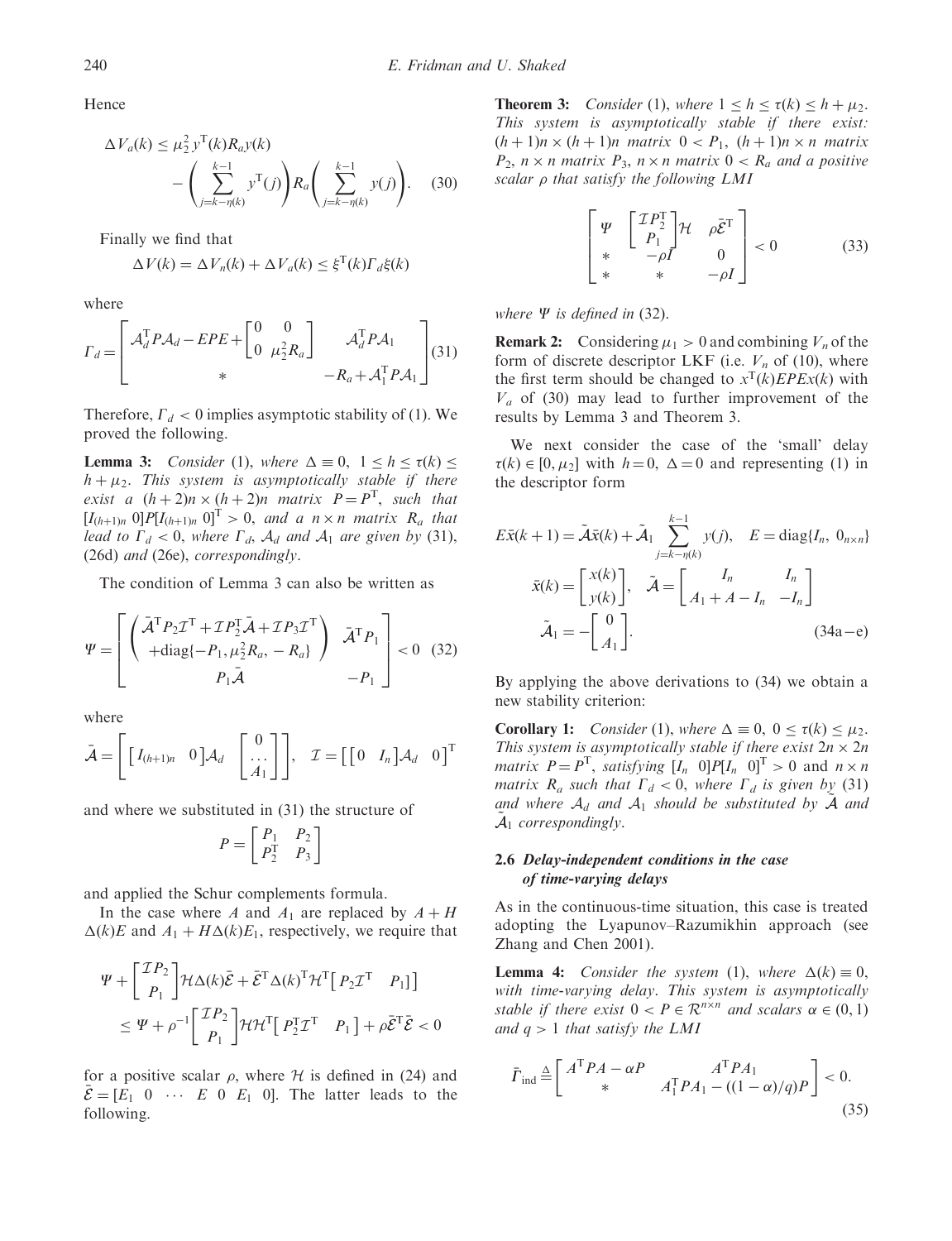Hence

$$\Delta V_a(k) \leq \mu_2^2 y^{\mathrm{T}}(k) R_a y(k) - \left( \sum_{j=k-\eta(k)}^{k-1} y^{\mathrm{T}}(j) \right) R_a \left( \sum_{j=k-\eta(k)}^{k-1} y(j) \right). \quad (30)$$

Finally we find that

$$\Delta V(k) = \Delta V_n(k) + \Delta V_a(k) \leq \xi^{\mathrm{T}}(k) \Gamma_d \xi(k)$$

where

$$\Gamma_d = \begin{bmatrix} \mathcal{A}_d^{\mathrm{T}} P \mathcal{A}_d - EPE + \begin{bmatrix} 0 & 0 \\ 0 & \mu_2^2 R_a \end{bmatrix} & \mathcal{A}_d^{\mathrm{T}} P \mathcal{A}_1 \\ * & -R_a + \mathcal{A}_1^{\mathrm{T}} P \mathcal{A}_1 \end{bmatrix} \quad (31)$$

Therefore, $\Gamma_d < 0$ implies asymptotic stability of (1). We proved the following.

**Lemma 3:** *Consider* (1), *where* $\Delta \equiv 0$, $1 \leq h \leq \tau(k) \leq h + \mu_2$. *This system is asymptotically stable if there exist a* $(h+2)n \times (h+2)n$ *matrix* $P = P^{\mathrm{T}}$, *such that* $[I_{(h+1)n}\ 0] P [I_{(h+1)n}\ 0]^{\mathrm{T}} > 0$, *and a* $n \times n$ *matrix* $R_a$ *that lead to* $\Gamma_d < 0$, *where* $\Gamma_d$, $\mathcal{A}_d$ *and* $\mathcal{A}_1$ *are given by* (31), (26d) *and* (26e), *correspondingly*.

The condition of Lemma 3 can also be written as

$$\Psi = \begin{bmatrix} \begin{pmatrix} \bar{\mathcal{A}}^{\mathrm{T}} P_2 \mathcal{I}^{\mathrm{T}} + \mathcal{I} P_2^{\mathrm{T}} \bar{\mathcal{A}} + \mathcal{I} P_3 \mathcal{I}^{\mathrm{T}} \\ +\mathrm{diag}\{-P_1, \mu_2^2 R_a, -R_a\} \end{pmatrix} & \bar{\mathcal{A}}^{\mathrm{T}} P_1 \\ P_1 \bar{\mathcal{A}} & -P_1 \end{bmatrix} < 0 \quad (32)$$

where

$$\bar{\mathcal{A}} = \left[ \begin{bmatrix} I_{(h+1)n} & 0 \end{bmatrix} \mathcal{A}_d \quad \begin{bmatrix} 0 \\ \dots \\ A_1 \end{bmatrix} \right], \quad \mathcal{I} = \begin{bmatrix} \begin{bmatrix} 0 & I_n \end{bmatrix} \mathcal{A}_d & 0 \end{bmatrix}^{\mathrm{T}}$$

and where we substituted in (31) the structure of

$$P = \begin{bmatrix} P_1 & P_2 \\ P_2^{\mathrm{T}} & P_3 \end{bmatrix}$$

and applied the Schur complements formula.

In the case where $A$ and $A_1$ are replaced by $A + H\Delta(k)E$ and $A_1 + H\Delta(k)E_1$, respectively, we require that

$$\Psi + \begin{bmatrix} \mathcal{I} P_2 \\ P_1 \end{bmatrix} \mathcal{H} \Delta(k) \bar{\mathcal{E}} + \bar{\mathcal{E}}^{\mathrm{T}} \Delta(k)^{\mathrm{T}} \mathcal{H}^{\mathrm{T}} \begin{bmatrix} P_2 \mathcal{I}^{\mathrm{T}} & P_1 \end{bmatrix}$$
$$\leq \Psi + \rho^{-1} \begin{bmatrix} \mathcal{I} P_2 \\ P_1 \end{bmatrix} \mathcal{H} \mathcal{H}^{\mathrm{T}} \begin{bmatrix} P_2^{\mathrm{T}} \mathcal{I}^{\mathrm{T}} & P_1 \end{bmatrix} + \rho \bar{\mathcal{E}}^{\mathrm{T}} \bar{\mathcal{E}} < 0$$

for a positive scalar $\rho$, where $\mathcal{H}$ is defined in (24) and $\bar{\mathcal{E}} = [E_1\ 0\ \cdots\ E\ 0\ E_1\ 0]$. The latter leads to the following.

**Theorem 3:** *Consider* (1), *where* $1 \leq h \leq \tau(k) \leq h + \mu_2$. *This system is asymptotically stable if there exist:* $(h+1)n \times (h+1)n$ *matrix* $0 < P_1$, $(h+1)n \times n$ *matrix* $P_2$, $n \times n$ *matrix* $P_3$, $n \times n$ *matrix* $0 < R_a$ *and a positive scalar* $\rho$ *that satisfy the following LMI*

$$\begin{bmatrix} \Psi & \begin{bmatrix} \mathcal{I} P_2^{\mathrm{T}} \\ P_1 \end{bmatrix} \mathcal{H} & \rho \bar{\mathcal{E}}^{\mathrm{T}} \\ * & -\rho I & 0 \\ * & * & -\rho I \end{bmatrix} < 0 \quad (33)$$

*where* $\Psi$ *is defined in* (32).

**Remark 2:** Considering $\mu_1 > 0$ and combining $V_n$ of the form of discrete descriptor LKF (i.e. $V_n$ of (10), where the first term should be changed to $x^{\mathrm{T}}(k) EPEx(k)$ with $V_a$ of (30) may lead to further improvement of the results by Lemma 3 and Theorem 3.

We next consider the case of the 'small' delay $\tau(k) \in [0, \mu_2]$ with $h = 0$, $\Delta = 0$ and representing (1) in the descriptor form

$$E\bar{x}(k+1) = \tilde{\mathcal{A}} \bar{x}(k) + \tilde{\mathcal{A}}_1 \sum_{j=k-\eta(k)}^{k-1} y(j), \quad E = \mathrm{diag}\{I_n,\ 0_{n\times n}\}$$
$$\bar{x}(k) = \begin{bmatrix} x(k) \\ y(k) \end{bmatrix}, \quad \tilde{\mathcal{A}} = \begin{bmatrix} I_n & I_n \\ A_1 + A - I_n & -I_n \end{bmatrix}$$
$$\tilde{\mathcal{A}}_1 = -\begin{bmatrix} 0 \\ A_1 \end{bmatrix}. \quad (34\text{a}-\text{e})$$

By applying the above derivations to (34) we obtain a new stability criterion:

**Corollary 1:** *Consider* (1), *where* $\Delta \equiv 0$, $0 \leq \tau(k) \leq \mu_2$. *This system is asymptotically stable if there exist* $2n \times 2n$ *matrix* $P = P^{\mathrm{T}}$, *satisfying* $[I_n\ 0] P [I_n\ 0]^{\mathrm{T}} > 0$ and $n \times n$ *matrix* $R_a$ *such that* $\Gamma_d < 0$, *where* $\Gamma_d$ *is given by* (31) *and where* $\mathcal{A}_d$ *and* $\mathcal{A}_1$ *should be substituted by* $\tilde{\mathcal{A}}$ *and* $\tilde{\mathcal{A}}_1$ *correspondingly*.

### 2.6 Delay-independent conditions in the case of time-varying delays

As in the continuous-time situation, this case is treated adopting the Lyapunov–Razumikhin approach (see Zhang and Chen 2001).

**Lemma 4:** *Consider the system* (1), *where* $\Delta(k) \equiv 0$, *with time-varying delay. This system is asymptotically stable if there exist* $0 < P \in \mathcal{R}^{n\times n}$ *and scalars* $\alpha \in (0, 1)$ *and* $q > 1$ *that satisfy the LMI*

$$\bar{\Gamma}_{\mathrm{ind}} \triangleq \begin{bmatrix} A^{\mathrm{T}} PA - \alpha P & A^{\mathrm{T}} PA_1 \\ * & A_1^{\mathrm{T}} PA_1 - ((1-\alpha)/q) P \end{bmatrix} < 0. \quad (35)$$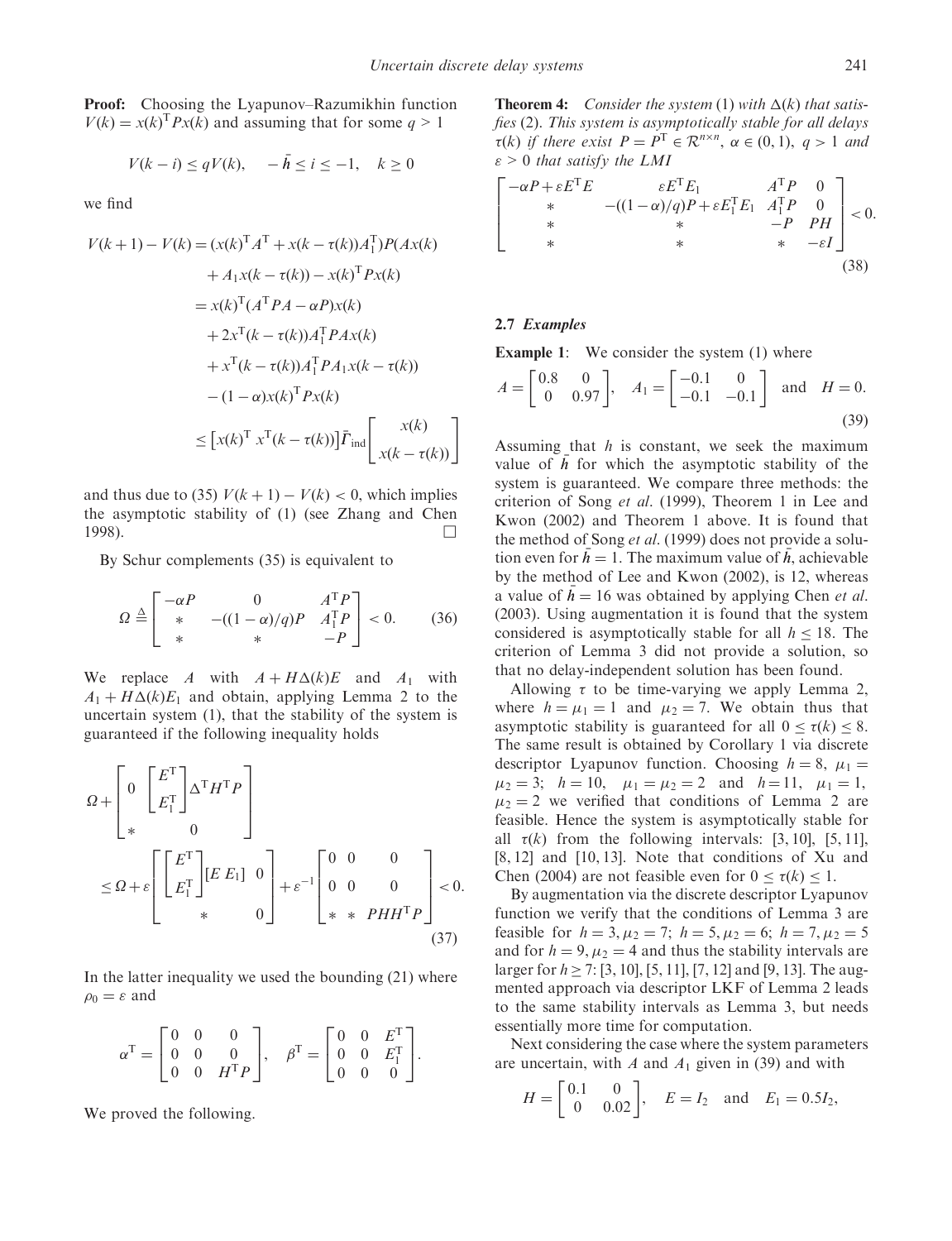**Proof:** Choosing the Lyapunov–Razumikhin function $V(k) = x(k)^{\mathrm{T}} P x(k)$ and assuming that for some $q > 1$

$$V(k-i) \leq qV(k), \quad -\bar{h} \leq i \leq -1, \quad k \geq 0$$

we find

$$\begin{aligned}
V(k+1) - V(k) &= (x(k)^{\mathrm{T}} A^{\mathrm{T}} + x(k-\tau(k))A_1^{\mathrm{T}})P(Ax(k) \\
&\quad + A_1 x(k-\tau(k)) - x(k)^{\mathrm{T}} P x(k) \\
&= x(k)^{\mathrm{T}}(A^{\mathrm{T}} P A - \alpha P)x(k) \\
&\quad + 2x^{\mathrm{T}}(k-\tau(k))A_1^{\mathrm{T}} P A x(k) \\
&\quad + x^{\mathrm{T}}(k-\tau(k))A_1^{\mathrm{T}} P A_1 x(k-\tau(k)) \\
&\quad - (1-\alpha)x(k)^{\mathrm{T}} P x(k) \\
&\leq \left[x(k)^{\mathrm{T}} \; x^{\mathrm{T}}(k-\tau(k))\right] \bar{\Gamma}_{\mathrm{ind}} \begin{bmatrix} x(k) \\ x(k-\tau(k)) \end{bmatrix}
\end{aligned}$$

and thus due to (35) $V(k+1) - V(k) < 0$, which implies the asymptotic stability of (1) (see Zhang and Chen 1998). □

By Schur complements (35) is equivalent to

$$\Omega \triangleq \begin{bmatrix} -\alpha P & 0 & A^{\mathrm{T}} P \\ * & -((1-\alpha)/q)P & A_1^{\mathrm{T}} P \\ * & * & -P \end{bmatrix} < 0. \tag{36}$$

We replace $A$ with $A + H\Delta(k)E$ and $A_1$ with $A_1 + H\Delta(k)E_1$ and obtain, applying Lemma 2 to the uncertain system (1), that the stability of the system is guaranteed if the following inequality holds

$$\begin{aligned}
&\Omega + \begin{bmatrix} 0 & \begin{bmatrix} E^{\mathrm{T}} \\ E_1^{\mathrm{T}} \end{bmatrix} \Delta^{\mathrm{T}} H^{\mathrm{T}} P \\ * & 0 \end{bmatrix} \\
&\leq \Omega + \varepsilon \begin{bmatrix} \begin{bmatrix} E^{\mathrm{T}} \\ E_1^{\mathrm{T}} \end{bmatrix} [E \; E_1] & 0 \\ * & 0 \end{bmatrix} + \varepsilon^{-1} \begin{bmatrix} 0 & 0 & 0 \\ 0 & 0 & 0 \\ * & * & PHH^{\mathrm{T}} P \end{bmatrix} < 0.
\end{aligned} \tag{37}$$

In the latter inequality we used the bounding (21) where $\rho_0 = \varepsilon$ and

$$\alpha^{\mathrm{T}} = \begin{bmatrix} 0 & 0 & 0 \\ 0 & 0 & 0 \\ 0 & 0 & H^{\mathrm{T}} P \end{bmatrix}, \quad \beta^{\mathrm{T}} = \begin{bmatrix} 0 & 0 & E^{\mathrm{T}} \\ 0 & 0 & E_1^{\mathrm{T}} \\ 0 & 0 & 0 \end{bmatrix}.$$

We proved the following.

**Theorem 4:** *Consider the system* (1) *with* $\Delta(k)$ *that satisfies* (2). *This system is asymptotically stable for all delays* $\tau(k)$ *if there exist* $P = P^{\mathrm{T}} \in \mathcal{R}^{n \times n}$, $\alpha \in (0,1)$, $q > 1$ *and* $\varepsilon > 0$ *that satisfy the LMI*

$$\begin{bmatrix} -\alpha P + \varepsilon E^{\mathrm{T}} E & \varepsilon E^{\mathrm{T}} E_1 & A^{\mathrm{T}} P & 0 \\ * & -((1-\alpha)/q)P + \varepsilon E_1^{\mathrm{T}} E_1 & A_1^{\mathrm{T}} P & 0 \\ * & * & -P & PH \\ * & * & * & -\varepsilon I \end{bmatrix} < 0. \tag{38}$$

### 2.7 *Examples*

**Example 1**: We consider the system (1) where

$$A = \begin{bmatrix} 0.8 & 0 \\ 0 & 0.97 \end{bmatrix}, \quad A_1 = \begin{bmatrix} -0.1 & 0 \\ -0.1 & -0.1 \end{bmatrix} \quad \text{and} \quad H = 0. \tag{39}$$

Assuming that $h$ is constant, we seek the maximum value of $\bar{h}$ for which the asymptotic stability of the system is guaranteed. We compare three methods: the criterion of Song *et al.* (1999), Theorem 1 in Lee and Kwon (2002) and Theorem 1 above. It is found that the method of Song *et al.* (1999) does not provide a solution even for $\bar{h} = 1$. The maximum value of $\bar{h}$, achievable by the method of Lee and Kwon (2002), is 12, whereas a value of $\bar{h} = 16$ was obtained by applying Chen *et al.* (2003). Using augmentation it is found that the system considered is asymptotically stable for all $h \leq 18$. The criterion of Lemma 3 did not provide a solution, so that no delay-independent solution has been found.

Allowing $\tau$ to be time-varying we apply Lemma 2, where $h = \mu_1 = 1$ and $\mu_2 = 7$. We obtain thus that asymptotic stability is guaranteed for all $0 \leq \tau(k) \leq 8$. The same result is obtained by Corollary 1 via discrete descriptor Lyapunov function. Choosing $h = 8$, $\mu_1 = \mu_2 = 3$; $h = 10$, $\mu_1 = \mu_2 = 2$ and $h = 11$, $\mu_1 = 1$, $\mu_2 = 2$ we verified that conditions of Lemma 2 are feasible. Hence the system is asymptotically stable for all $\tau(k)$ from the following intervals: [3, 10], [5, 11], [8, 12] and [10, 13]. Note that conditions of Xu and Chen (2004) are not feasible even for $0 \leq \tau(k) \leq 1$.

By augmentation via the discrete descriptor Lyapunov function we verify that the conditions of Lemma 3 are feasible for $h = 3, \mu_2 = 7$; $h = 5, \mu_2 = 6$; $h = 7, \mu_2 = 5$ and for $h = 9, \mu_2 = 4$ and thus the stability intervals are larger for $h \geq 7$: [3, 10], [5, 11], [7, 12] and [9, 13]. The augmented approach via descriptor LKF of Lemma 2 leads to the same stability intervals as Lemma 3, but needs essentially more time for computation.

Next considering the case where the system parameters are uncertain, with $A$ and $A_1$ given in (39) and with

$$H = \begin{bmatrix} 0.1 & 0 \\ 0 & 0.02 \end{bmatrix}, \quad E = I_2 \quad \text{and} \quad E_1 = 0.5 I_2,$$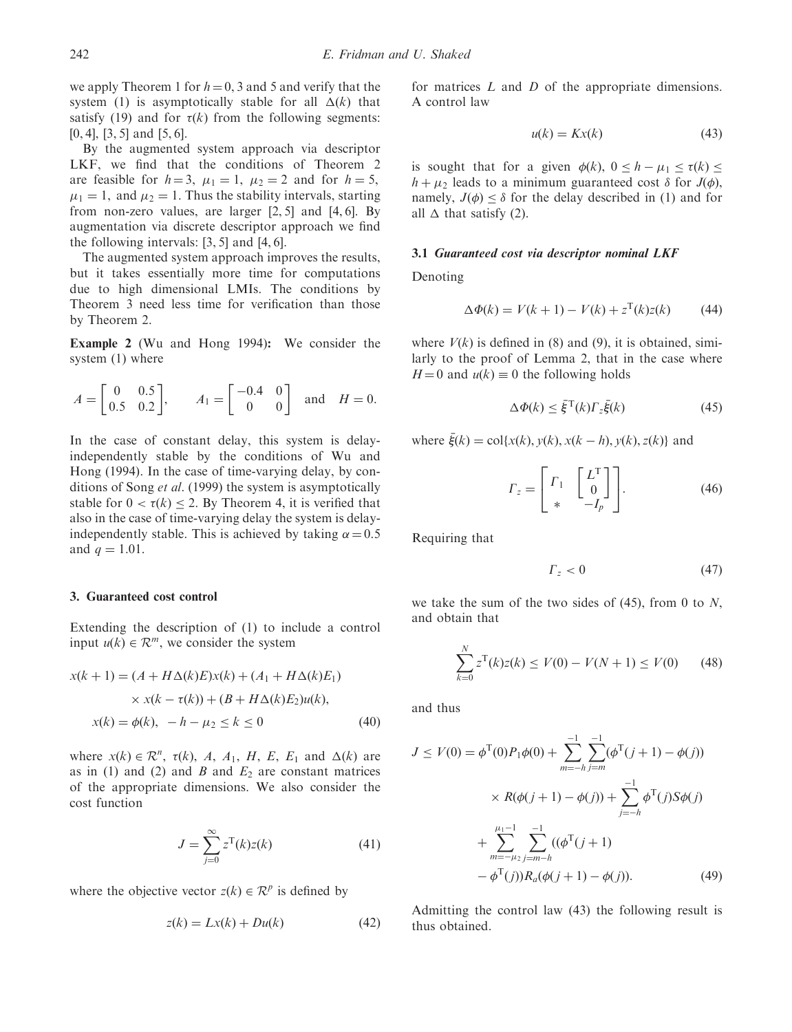we apply Theorem 1 for $h = 0, 3$ and $5$ and verify that the system (1) is asymptotically stable for all $\Delta(k)$ that satisfy (19) and for $\tau(k)$ from the following segments: $[0, 4]$, $[3, 5]$ and $[5, 6]$.

By the augmented system approach via descriptor LKF, we find that the conditions of Theorem 2 are feasible for $h = 3$, $\mu_1 = 1$, $\mu_2 = 2$ and for $h = 5$, $\mu_1 = 1$, and $\mu_2 = 1$. Thus the stability intervals, starting from non-zero values, are larger $[2, 5]$ and $[4, 6]$. By augmentation via discrete descriptor approach we find the following intervals: $[3, 5]$ and $[4, 6]$.

The augmented system approach improves the results, but it takes essentially more time for computations due to high dimensional LMIs. The conditions by Theorem 3 need less time for verification than those by Theorem 2.

**Example 2** (Wu and Hong 1994)**:** We consider the system (1) where

$$A = \begin{bmatrix} 0 & 0.5 \\ 0.5 & 0.2 \end{bmatrix}, \qquad A_1 = \begin{bmatrix} -0.4 & 0 \\ 0 & 0 \end{bmatrix} \quad \text{and} \quad H = 0.$$

In the case of constant delay, this system is delay-independently stable by the conditions of Wu and Hong (1994). In the case of time-varying delay, by conditions of Song *et al*. (1999) the system is asymptotically stable for $0 < \tau(k) \leq 2$. By Theorem 4, it is verified that also in the case of time-varying delay the system is delay-independently stable. This is achieved by taking $\alpha = 0.5$ and $q = 1.01$.

## 3. Guaranteed cost control

Extending the description of (1) to include a control input $u(k) \in \mathcal{R}^m$, we consider the system

$$\begin{aligned} x(k+1) &= (A + H\Delta(k)E)x(k) + (A_1 + H\Delta(k)E_1) \\ &\quad \times x(k-\tau(k)) + (B + H\Delta(k)E_2)u(k), \\ x(k) &= \phi(k), \ -h-\mu_2 \leq k \leq 0 \end{aligned} \tag{40}$$

where $x(k) \in \mathcal{R}^n$, $\tau(k)$, $A$, $A_1$, $H$, $E$, $E_1$ and $\Delta(k)$ are as in (1) and (2) and $B$ and $E_2$ are constant matrices of the appropriate dimensions. We also consider the cost function

$$J = \sum_{j=0}^{\infty} z^{\mathrm{T}}(k)z(k) \tag{41}$$

where the objective vector $z(k) \in \mathcal{R}^p$ is defined by

$$z(k) = Lx(k) + Du(k) \tag{42}$$

for matrices $L$ and $D$ of the appropriate dimensions. A control law

$$u(k) = Kx(k) \tag{43}$$

is sought that for a given $\phi(k)$, $0 \leq h - \mu_1 \leq \tau(k) \leq h + \mu_2$ leads to a minimum guaranteed cost $\delta$ for $J(\phi)$, namely, $J(\phi) \leq \delta$ for the delay described in (1) and for all $\Delta$ that satisfy (2).

### 3.1 *Guaranteed cost via descriptor nominal LKF*

Denoting

$$\Delta\Phi(k) = V(k+1) - V(k) + z^{\mathrm{T}}(k)z(k) \tag{44}$$

where $V(k)$ is defined in (8) and (9), it is obtained, similarly to the proof of Lemma 2, that in the case where $H = 0$ and $u(k) \equiv 0$ the following holds

$$\Delta\Phi(k) \leq \bar{\xi}^{\mathrm{T}}(k)\Gamma_z\bar{\xi}(k) \tag{45}$$

where $\bar{\xi}(k) = \mathrm{col}\{x(k), y(k), x(k-h), y(k), z(k)\}$ and

$$\Gamma_z = \begin{bmatrix} \Gamma_1 & \begin{bmatrix} L^{\mathrm{T}} \\ 0 \end{bmatrix} \\ * & -I_p \end{bmatrix}. \tag{46}$$

Requiring that

$$\Gamma_z < 0 \tag{47}$$

we take the sum of the two sides of (45), from 0 to $N$, and obtain that

$$\sum_{k=0}^{N} z^{\mathrm{T}}(k)z(k) \leq V(0) - V(N+1) \leq V(0) \tag{48}$$

and thus

$$\begin{aligned} J \leq V(0) &= \phi^{\mathrm{T}}(0)P_1\phi(0) + \sum_{m=-h}^{-1}\sum_{j=m}^{-1}(\phi^{\mathrm{T}}(j+1) - \phi(j)) \\ &\quad \times R(\phi(j+1) - \phi(j)) + \sum_{j=-h}^{-1}\phi^{\mathrm{T}}(j)S\phi(j) \\ &\quad + \sum_{m=-\mu_2}^{\mu_1-1}\sum_{j=m-h}^{-1}((\phi^{\mathrm{T}}(j+1) \\ &\quad - \phi^{\mathrm{T}}(j))R_a(\phi(j+1) - \phi(j)). \end{aligned} \tag{49}$$

Admitting the control law (43) the following result is thus obtained.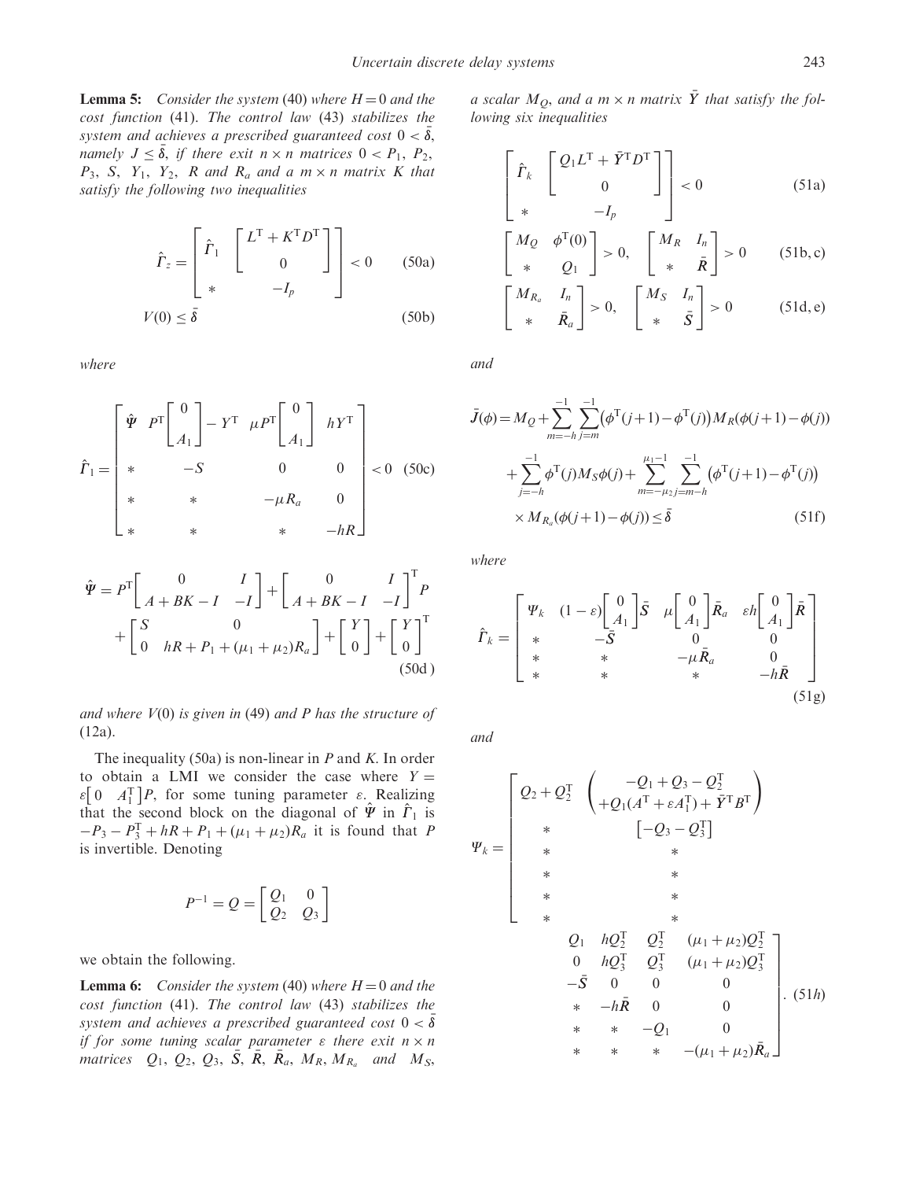**Lemma 5:** *Consider the system* (40) *where* $H=0$ *and the cost function* (41). *The control law* (43) *stabilizes the system and achieves a prescribed guaranteed cost* $0<\bar{\delta}$, *namely* $J\le\bar{\delta}$, *if there exit* $n\times n$ *matrices* $0<P_1$, $P_2$, $P_3$, $S$, $Y_1$, $Y_2$, $R$ *and* $R_a$ *and a* $m\times n$ *matrix* $K$ *that satisfy the following two inequalities*

$$\hat{\Gamma}_z=\begin{bmatrix}\hat{\Gamma}_1 & \begin{bmatrix}L^{\mathrm{T}}+K^{\mathrm{T}}D^{\mathrm{T}}\\ 0\end{bmatrix}\\ * & -I_p\end{bmatrix}<0 \tag{50a}$$

$$V(0)\le\bar{\delta} \tag{50b}$$

*where*

$$\hat{\Gamma}_1=\begin{bmatrix}\hat{\Psi} & P^{\mathrm{T}}\begin{bmatrix}0\\ A_1\end{bmatrix}-Y^{\mathrm{T}} & \mu P^{\mathrm{T}}\begin{bmatrix}0\\ A_1\end{bmatrix} & hY^{\mathrm{T}}\\ * & -S & 0 & 0\\ * & * & -\mu R_a & 0\\ * & * & * & -hR\end{bmatrix}<0 \tag{50c}$$

$$\hat{\Psi}=P^{\mathrm{T}}\begin{bmatrix}0 & I\\ A+BK-I & -I\end{bmatrix}+\begin{bmatrix}0 & I\\ A+BK-I & -I\end{bmatrix}^{\mathrm{T}}P+\begin{bmatrix}S & 0\\ 0 & hR+P_1+(\mu_1+\mu_2)R_a\end{bmatrix}+\begin{bmatrix}Y\\ 0\end{bmatrix}+\begin{bmatrix}Y\\ 0\end{bmatrix}^{\mathrm{T}} \tag{50d}$$

*and where* $V(0)$ *is given in* (49) *and* $P$ *has the structure of* (12a).

The inequality (50a) is non-linear in $P$ and $K$. In order to obtain a LMI we consider the case where $Y=\varepsilon\begin{bmatrix}0 & A_1^{\mathrm{T}}\end{bmatrix}P$, for some tuning parameter $\varepsilon$. Realizing that the second block on the diagonal of $\hat{\Psi}$ in $\hat{\Gamma}_1$ is $-P_3-P_3^{\mathrm{T}}+hR+P_1+(\mu_1+\mu_2)R_a$ it is found that $P$ is invertible. Denoting

$$P^{-1}=Q=\begin{bmatrix}Q_1 & 0\\ Q_2 & Q_3\end{bmatrix}$$

we obtain the following.

**Lemma 6:** *Consider the system* (40) *where* $H=0$ *and the cost function* (41). *The control law* (43) *stabilizes the system and achieves a prescribed guaranteed cost* $0<\bar{\delta}$ *if for some tuning scalar parameter* $\varepsilon$ *there exit* $n\times n$ *matrices* $Q_1$, $Q_2$, $Q_3$, $\bar{S}$, $\bar{R}$, $\bar{R}_a$, $M_R$, $M_{R_a}$ *and* $M_S$, *a scalar* $M_Q$, *and a* $m\times n$ *matrix* $\bar{Y}$ *that satisfy the following six inequalities*

$$\begin{bmatrix}\hat{\Gamma}_k & \begin{bmatrix}Q_1L^{\mathrm{T}}+\bar{Y}^{\mathrm{T}}D^{\mathrm{T}}\\ 0\end{bmatrix}\\ * & -I_p\end{bmatrix}<0 \tag{51a}$$

$$\begin{bmatrix}M_Q & \phi^{\mathrm{T}}(0)\\ * & Q_1\end{bmatrix}>0,\quad \begin{bmatrix}M_R & I_n\\ * & \bar{R}\end{bmatrix}>0 \tag{51b, c}$$

$$\begin{bmatrix}M_{R_a} & I_n\\ * & \bar{R}_a\end{bmatrix}>0,\quad \begin{bmatrix}M_S & I_n\\ * & \bar{S}\end{bmatrix}>0 \tag{51d, e}$$

and

$$\begin{aligned}\bar{J}(\phi)=M_Q&+\sum_{m=-h}^{-1}\sum_{j=m}^{-1}\left(\phi^{\mathrm{T}}(j+1)-\phi^{\mathrm{T}}(j)\right)M_R(\phi(j+1)-\phi(j))\\&+\sum_{j=-h}^{-1}\phi^{\mathrm{T}}(j)M_S\phi(j)+\sum_{m=-\mu_2}^{\mu_1-1}\sum_{j=m-h}^{-1}\left(\phi^{\mathrm{T}}(j+1)-\phi^{\mathrm{T}}(j)\right)\\&\times M_{R_a}(\phi(j+1)-\phi(j))\le\bar{\delta}\end{aligned} \tag{51f}$$

where

$$\hat{\Gamma}_k=\begin{bmatrix}\Psi_k & (1-\varepsilon)\begin{bmatrix}0\\ A_1\end{bmatrix}\bar{S} & \mu\begin{bmatrix}0\\ A_1\end{bmatrix}\bar{R}_a & \varepsilon h\begin{bmatrix}0\\ A_1\end{bmatrix}\bar{R}\\ * & -\bar{S} & 0 & 0\\ * & * & -\mu\bar{R}_a & 0\\ * & * & * & -h\bar{R}\end{bmatrix} \tag{51g}$$

and

$$\Psi_k=\begin{bmatrix}Q_2+Q_2^{\mathrm{T}} & \begin{pmatrix}-Q_1+Q_3-Q_2^{\mathrm{T}}\\ +Q_1(A^{\mathrm{T}}+\varepsilon A_1^{\mathrm{T}})+\bar{Y}^{\mathrm{T}}B^{\mathrm{T}}\end{pmatrix} & Q_1 & hQ_2^{\mathrm{T}} & Q_2^{\mathrm{T}} & (\mu_1+\mu_2)Q_2^{\mathrm{T}}\\ * & \left[-Q_3-Q_3^{\mathrm{T}}\right] & 0 & hQ_3^{\mathrm{T}} & Q_3^{\mathrm{T}} & (\mu_1+\mu_2)Q_3^{\mathrm{T}}\\ * & * & -\bar{S} & 0 & 0 & 0\\ * & * & * & -h\bar{R} & 0 & 0\\ * & * & * & * & -Q_1 & 0\\ * & * & * & * & * & -(\mu_1+\mu_2)\bar{R}_a\end{bmatrix}. \tag{51h}$$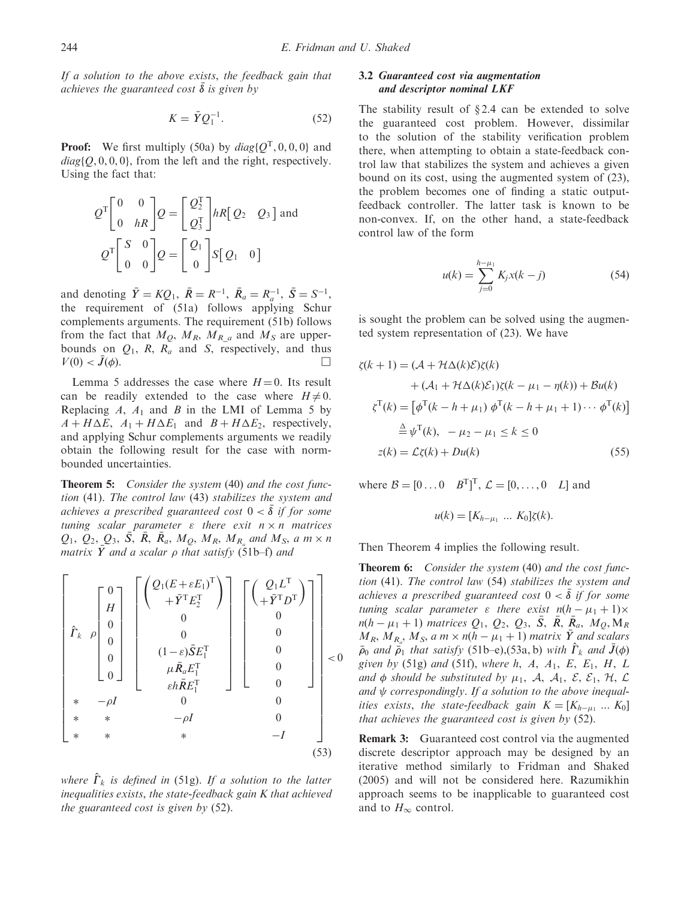*If a solution to the above exists, the feedback gain that achieves the guaranteed cost $\bar{\delta}$ is given by*

$$K = \bar{Y}Q_1^{-1}. \tag{52}$$

**Proof:** We first multiply (50a) by $diag\{Q^T, 0, 0, 0\}$ and $diag\{Q, 0, 0, 0\}$, from the left and the right, respectively. Using the fact that:

$$Q^T \begin{bmatrix} 0 & 0 \\ 0 & hR \end{bmatrix} Q = \begin{bmatrix} Q_2^T \\ Q_3^T \end{bmatrix} hR \begin{bmatrix} Q_2 & Q_3 \end{bmatrix} \text{ and}$$

$$Q^T \begin{bmatrix} S & 0 \\ 0 & 0 \end{bmatrix} Q = \begin{bmatrix} Q_1 \\ 0 \end{bmatrix} S \begin{bmatrix} Q_1 & 0 \end{bmatrix}$$

and denoting $\bar{Y} = KQ_1$, $\bar{R} = R^{-1}$, $\bar{R}_a = R_a^{-1}$, $\bar{S} = S^{-1}$, the requirement of (51a) follows applying Schur complements arguments. The requirement (51b) follows from the fact that $M_Q$, $M_R$, $M_{R\_a}$ and $M_S$ are upper-bounds on $Q_1$, $R$, $R_a$ and $S$, respectively, and thus $V(0) < \bar{J}(\phi)$. $\square$

Lemma 5 addresses the case where $H = 0$. Its result can be readily extended to the case where $H \neq 0$. Replacing $A$, $A_1$ and $B$ in the LMI of Lemma 5 by $A + H\Delta E$, $A_1 + H\Delta E_1$ and $B + H\Delta E_2$, respectively, and applying Schur complements arguments we readily obtain the following result for the case with norm-bounded uncertainties.

**Theorem 5:** *Consider the system* (40) *and the cost function* (41). *The control law* (43) *stabilizes the system and achieves a prescribed guaranteed cost* $0 < \bar{\delta}$ *if for some tuning scalar parameter* $\varepsilon$ *there exist* $n \times n$ *matrices* $Q_1$, $Q_2$, $Q_3$, $\bar{S}$, $\bar{R}$, $\bar{R}_a$, $M_Q$, $M_R$, $M_{R_a}$ *and* $M_S$, *a* $m \times n$ *matrix* $\bar{Y}$ *and a scalar* $\rho$ *that satisfy* (51b–f) *and*

$$\begin{bmatrix} \hat{\Gamma}_k & \rho \begin{bmatrix} 0 \\ H \\ 0 \\ 0 \\ 0 \\ 0 \end{bmatrix} & \begin{bmatrix} \begin{pmatrix} Q_1(E+\varepsilon E_1)^T \\ +\bar{Y}^T E_2^T \end{pmatrix} \\ 0 \\ 0 \\ (1-\varepsilon)\bar{S}E_1^T \\ \mu \bar{R}_a E_1^T \\ \varepsilon h \bar{R} E_1^T \end{bmatrix} & \begin{bmatrix} \begin{pmatrix} Q_1 L^T \\ +\bar{Y}^T D^T \end{pmatrix} \\ 0 \\ 0 \\ 0 \\ 0 \\ 0 \end{bmatrix} \\ * & -\rho I & 0 & 0 \\ * & * & -\rho I & 0 \\ * & * & * & -I \end{bmatrix} < 0 \tag{53}$$

*where* $\hat{\Gamma}_k$ *is defined in* (51g). *If a solution to the latter inequalities exists, the state-feedback gain K that achieved the guaranteed cost is given by* (52).

### 3.2 *Guaranteed cost via augmentation and descriptor nominal LKF*

The stability result of §2.4 can be extended to solve the guaranteed cost problem. However, dissimilar to the solution of the stability verification problem there, when attempting to obtain a state-feedback control law that stabilizes the system and achieves a given bound on its cost, using the augmented system of (23), the problem becomes one of finding a static output-feedback controller. The latter task is known to be non-convex. If, on the other hand, a state-feedback control law of the form

$$u(k) = \sum_{j=0}^{h-\mu_1} K_j x(k-j) \tag{54}$$

is sought the problem can be solved using the augmented system representation of (23). We have

$$\begin{aligned}
\zeta(k+1) &= (\mathcal{A} + \mathcal{H}\Delta(k)\mathcal{E})\zeta(k) \\
&\quad + (\mathcal{A}_1 + \mathcal{H}\Delta(k)\mathcal{E}_1)\zeta(k-\mu_1-\eta(k)) + \mathcal{B}u(k) \\
\zeta^T(k) &= \left[\phi^T(k-h+\mu_1)\ \phi^T(k-h+\mu_1+1)\cdots\phi^T(k)\right] \\
&\stackrel{\Delta}{=} \psi^T(k), \ -\mu_2-\mu_1 \le k \le 0 \\
z(k) &= \mathcal{L}\zeta(k) + Du(k)
\end{aligned} \tag{55}$$

where $\mathcal{B} = [0 \ldots 0 \quad B^T]^T$, $\mathcal{L} = [0, \ldots, 0 \quad L]$ and

$$u(k) = [K_{h-\mu_1} \ \ldots \ K_0]\zeta(k).$$

Then Theorem 4 implies the following result.

**Theorem 6:** *Consider the system* (40) *and the cost function* (41). *The control law* (54) *stabilizes the system and achieves a prescribed guaranteed cost* $0 < \bar{\delta}$ *if for some tuning scalar parameter* $\varepsilon$ *there exist* $n(h-\mu_1+1) \times n(h-\mu_1+1)$ *matrices* $Q_1$, $Q_2$, $Q_3$, $\bar{S}$, $\bar{R}$, $\bar{R}_a$, $M_Q$, $\mathrm{M}_R$ $M_R$, $M_{R_a}$, $M_S$, *a* $m \times n(h-\mu_1+1)$ *matrix* $\bar{Y}$ *and scalars* $\bar{\rho}_0$ *and* $\bar{\rho}_1$ *that satisfy* (51b–e),(53a, b) *with* $\hat{\Gamma}_k$ *and* $\bar{J}(\phi)$ *given by* (51g) *and* (51f), *where* $h$, $A$, $A_1$, $E$, $E_1$, $H$, $L$ *and* $\phi$ *should be substituted by* $\mu_1$, $\mathcal{A}$, $\mathcal{A}_1$, $\mathcal{E}$, $\mathcal{E}_1$, $\mathcal{H}$, $\mathcal{L}$ *and* $\psi$ *correspondingly*. *If a solution to the above inequalities exists, the state-feedback gain* $K = [K_{h-\mu_1} \ \ldots \ K_0]$ *that achieves the guaranteed cost is given by* (52).

**Remark 3:** Guaranteed cost control via the augmented discrete descriptor approach may be designed by an iterative method similarly to Fridman and Shaked (2005) and will not be considered here. Razumikhin approach seems to be inapplicable to guaranteed cost and to $H_\infty$ control.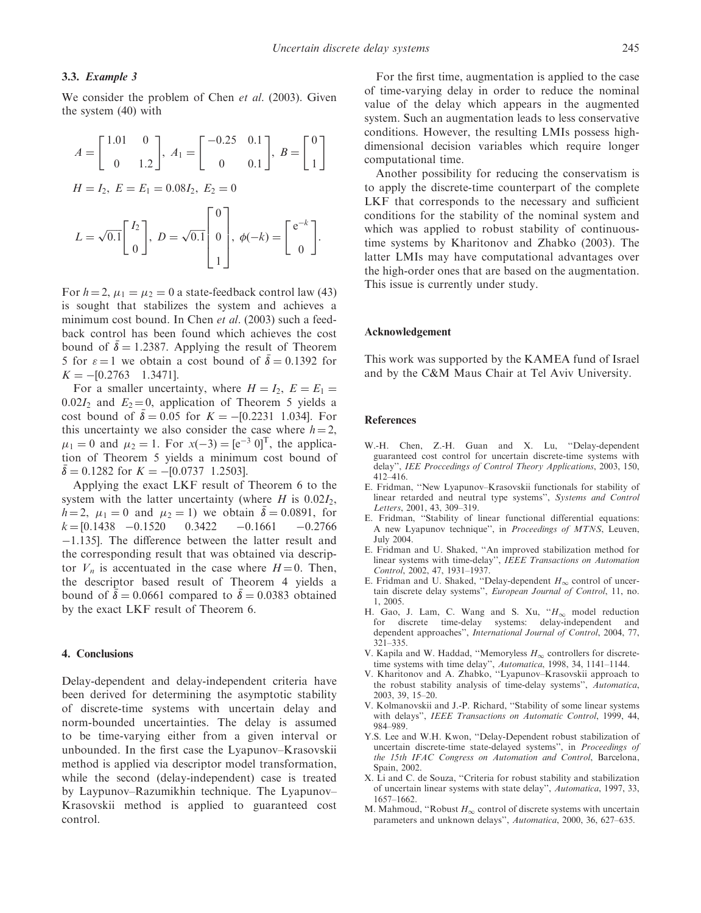### 3.3. *Example 3*

We consider the problem of Chen *et al*. (2003). Given the system (40) with

$$A = \begin{bmatrix} 1.01 & 0 \\ 0 & 1.2 \end{bmatrix},\ A_1 = \begin{bmatrix} -0.25 & 0.1 \\ 0 & 0.1 \end{bmatrix},\ B = \begin{bmatrix} 0 \\ 1 \end{bmatrix}$$

$$H = I_2,\ E = E_1 = 0.08I_2,\ E_2 = 0$$

$$L = \sqrt{0.1}\begin{bmatrix} I_2 \\ 0 \end{bmatrix},\ D = \sqrt{0.1}\begin{bmatrix} 0 \\ 0 \\ 1 \end{bmatrix},\ \phi(-k) = \begin{bmatrix} e^{-k} \\ 0 \end{bmatrix}.$$

For $h=2$, $\mu_1 = \mu_2 = 0$ a state-feedback control law (43) is sought that stabilizes the system and achieves a minimum cost bound. In Chen *et al*. (2003) such a feedback control has been found which achieves the cost bound of $\bar{\delta} = 1.2387$. Applying the result of Theorem 5 for $\varepsilon = 1$ we obtain a cost bound of $\bar{\delta} = 0.1392$ for $K = -[0.2763 \quad 1.3471]$.

For a smaller uncertainty, where $H = I_2$, $E = E_1 = 0.02I_2$ and $E_2 = 0$, application of Theorem 5 yields a cost bound of $\bar{\delta} = 0.05$ for $K = -[0.2231 \ 1.034]$. For this uncertainty we also consider the case where $h = 2$, $\mu_1 = 0$ and $\mu_2 = 1$. For $x(-3) = [e^{-3} \ 0]^{\mathrm{T}}$, the application of Theorem 5 yields a minimum cost bound of $\bar{\delta} = 0.1282$ for $K = -[0.0737 \ 1.2503]$.

Applying the exact LKF result of Theorem 6 to the system with the latter uncertainty (where $H$ is $0.02I_2$, $h=2$, $\mu_1 = 0$ and $\mu_2 = 1$) we obtain $\bar{\delta} = 0.0891$, for $k = [0.1438 \ \ -0.1520 \ \ 0.3422 \ \ -0.1661 \ \ -0.2766 \ \ -1.135]$. The difference between the latter result and the corresponding result that was obtained via descriptor $V_n$ is accentuated in the case where $H = 0$. Then, the descriptor based result of Theorem 4 yields a bound of $\bar{\delta} = 0.0661$ compared to $\bar{\delta} = 0.0383$ obtained by the exact LKF result of Theorem 6.

## 4. Conclusions

Delay-dependent and delay-independent criteria have been derived for determining the asymptotic stability of discrete-time systems with uncertain delay and norm-bounded uncertainties. The delay is assumed to be time-varying either from a given interval or unbounded. In the first case the Lyapunov–Krasovskii method is applied via descriptor model transformation, while the second (delay-independent) case is treated by Laypunov–Razumikhin technique. The Lyapunov–Krasovskii method is applied to guaranteed cost control.

For the first time, augmentation is applied to the case of time-varying delay in order to reduce the nominal value of the delay which appears in the augmented system. Such an augmentation leads to less conservative conditions. However, the resulting LMIs possess high-dimensional decision variables which require longer computational time.

Another possibility for reducing the conservatism is to apply the discrete-time counterpart of the complete LKF that corresponds to the necessary and sufficient conditions for the stability of the nominal system and which was applied to robust stability of continuous-time systems by Kharitonov and Zhabko (2003). The latter LMIs may have computational advantages over the high-order ones that are based on the augmentation. This issue is currently under study.

## Acknowledgement

This work was supported by the KAMEA fund of Israel and by the C&M Maus Chair at Tel Aviv University.

## References

- W.-H. Chen, Z.-H. Guan and X. Lu, "Delay-dependent guaranteed cost control for uncertain discrete-time systems with delay", *IEE Proccedings of Control Theory Applications*, 2003, 150, 412–416.
- E. Fridman, "New Lyapunov–Krasovskii functionals for stability of linear retarded and neutral type systems", *Systems and Control Letters*, 2001, 43, 309–319.
- E. Fridman, "Stability of linear functional differential equations: A new Lyapunov technique", in *Proceedings of MTNS*, Leuven, July 2004.
- E. Fridman and U. Shaked, "An improved stabilization method for linear systems with time-delay", *IEEE Transactions on Automation Control*, 2002, 47, 1931–1937.
- E. Fridman and U. Shaked, "Delay-dependent $H_\infty$ control of uncertain discrete delay systems", *European Journal of Control*, 11, no. 1, 2005.
- H. Gao, J. Lam, C. Wang and S. Xu, "$H_\infty$ model reduction for discrete time-delay systems: delay-independent and dependent approaches", *International Journal of Control*, 2004, 77, 321–335.
- V. Kapila and W. Haddad, "Memoryless $H_\infty$ controllers for discrete-time systems with time delay", *Automatica*, 1998, 34, 1141–1144.
- V. Kharitonov and A. Zhabko, "Lyapunov–Krasovskii approach to the robust stability analysis of time-delay systems", *Automatica*, 2003, 39, 15–20.
- V. Kolmanovskii and J.-P. Richard, "Stability of some linear systems with delays", *IEEE Transactions on Automatic Control*, 1999, 44, 984–989.
- Y.S. Lee and W.H. Kwon, "Delay-Dependent robust stabilization of uncertain discrete-time state-delayed systems", in *Proceedings of the 15th IFAC Congress on Automation and Control*, Barcelona, Spain, 2002.
- X. Li and C. de Souza, "Criteria for robust stability and stabilization of uncertain linear systems with state delay", *Automatica*, 1997, 33, 1657–1662.
- M. Mahmoud, "Robust $H_\infty$ control of discrete systems with uncertain parameters and unknown delays", *Automatica*, 2000, 36, 627–635.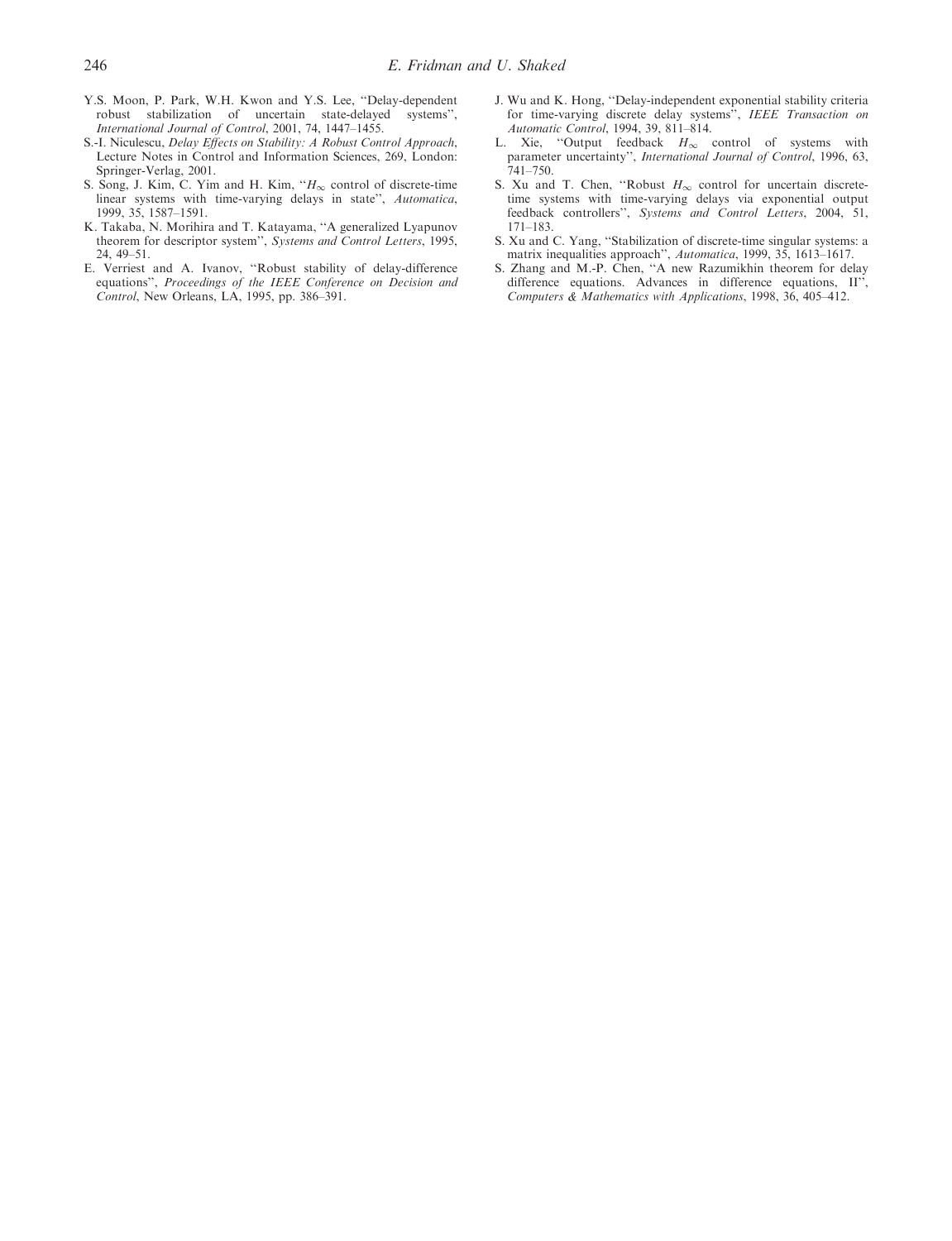Y.S. Moon, P. Park, W.H. Kwon and Y.S. Lee, "Delay-dependent robust stabilization of uncertain state-delayed systems", *International Journal of Control*, 2001, 74, 1447–1455.

S.-I. Niculescu, *Delay Effects on Stability: A Robust Control Approach*, Lecture Notes in Control and Information Sciences, 269, London: Springer-Verlag, 2001.

S. Song, J. Kim, C. Yim and H. Kim, "$H_\infty$ control of discrete-time linear systems with time-varying delays in state", *Automatica*, 1999, 35, 1587–1591.

K. Takaba, N. Morihira and T. Katayama, "A generalized Lyapunov theorem for descriptor system", *Systems and Control Letters*, 1995, 24, 49–51.

E. Verriest and A. Ivanov, "Robust stability of delay-difference equations", *Proceedings of the IEEE Conference on Decision and Control*, New Orleans, LA, 1995, pp. 386–391.

J. Wu and K. Hong, "Delay-independent exponential stability criteria for time-varying discrete delay systems", *IEEE Transaction on Automatic Control*, 1994, 39, 811–814.

L. Xie, "Output feedback $H_\infty$ control of systems with parameter uncertainty", *International Journal of Control*, 1996, 63, 741–750.

S. Xu and T. Chen, "Robust $H_\infty$ control for uncertain discrete-time systems with time-varying delays via exponential output feedback controllers", *Systems and Control Letters*, 2004, 51, 171–183.

S. Xu and C. Yang, "Stabilization of discrete-time singular systems: a matrix inequalities approach", *Automatica*, 1999, 35, 1613–1617.

S. Zhang and M.-P. Chen, "A new Razumikhin theorem for delay difference equations. Advances in difference equations, II", *Computers & Mathematics with Applications*, 1998, 36, 405–412.